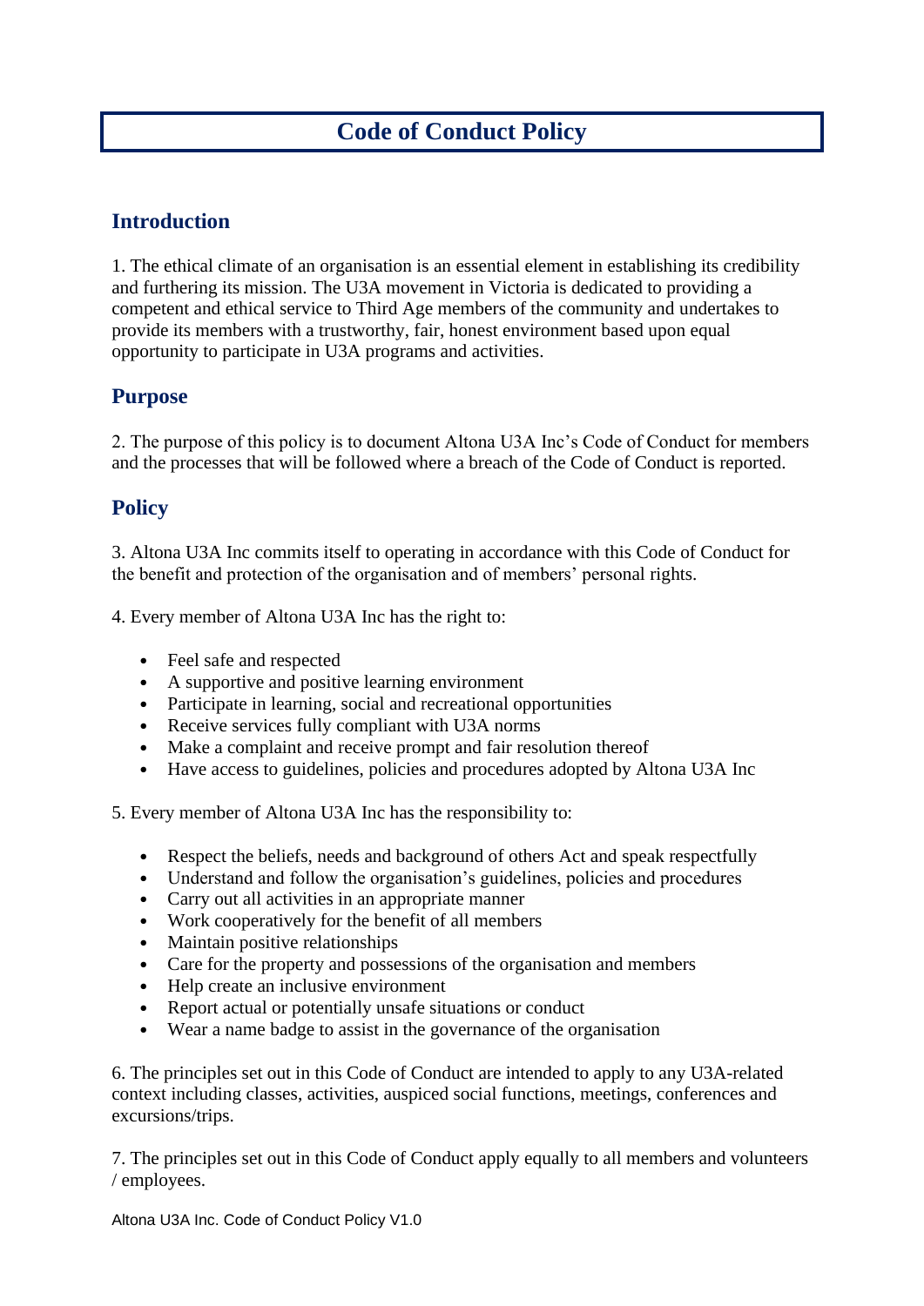# Code of Conduct Policy

## Introduction

1. The ethical climate of an organisation is an essential element in establishing its credibility and furthering its mission. The U3A movement in Victoria is dedicated to providing a competent and ethical service to Third Age members of the community and undertakes to provide its members with a trustworthy, fair, honest environment based upon equal opportunity to participate in U3A programs and activities.

## Purpose

2. The purpose of this policy is to document Altona U3A Inc's Code of Conduct for members and the processes that will be followed where a breach of the Code of Conduct is reported.

## Policy

3. Altona U3A Inc commits itself to operating in accordance with this Code of Conduct for the benefit and protection of the organisation and of members' personal rights.

4. Every member of Altona U3A Inc has the right to:

- Feel safe and respected
- A supportive and positive learning environment
- Participate in learning, social and recreational opportunities
- Receive services fully compliant with U3A norms
- Make a complaint and receive prompt and fair resolution thereof
- Have access to guidelines, policies and procedures adopted by Altona U3A Inc

5. Every member of Altona U3A Inc has the responsibility to:

- Respect the beliefs, needs and background of others Act and speak respectfully
- Understand and follow the organisation's guidelines, policies and procedures
- Carry out all activities in an appropriate manner
- Work cooperatively for the benefit of all members
- Maintain positive relationships
- Care for the property and possessions of the organisation and members
- Help create an inclusive environment
- Report actual or potentially unsafe situations or conduct
- Wear a name badge to assist in the governance of the organisation

6. The principles set out in this Code of Conduct are intended to apply to any U3A-related context including classes, activities, auspiced social functions, meetings, conferences and excursions/trips.

7. The principles set out in this Code of Conduct apply equally to all members and volunteers / employees.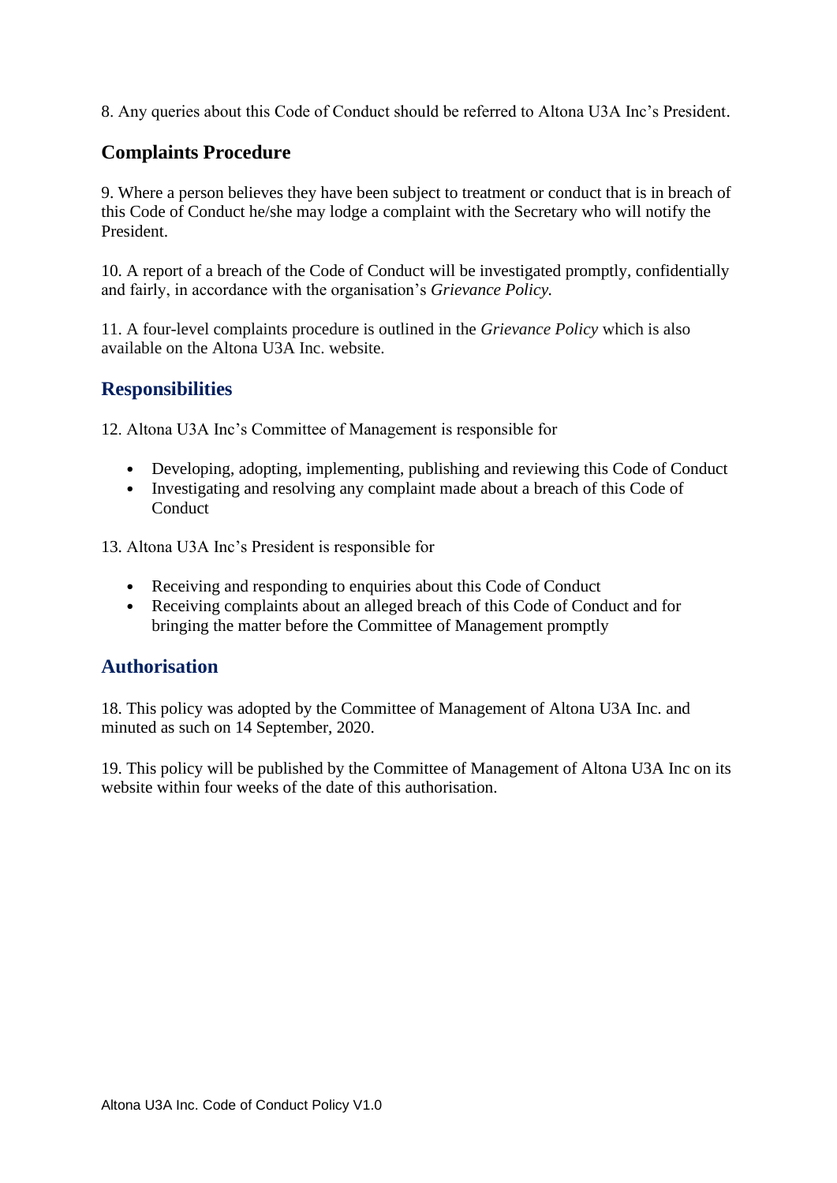8. Any queries about this Code of Conduct should be referred to Altona U3A Inc's President.

## Complaints Procedure

9. Where a person believes they have been subject to treatment or conduct that is in breach of this Code of Conduct he/she may lodge a complaint with the Secretary who will notify the President.

10. A report of a breach of the Code of Conduct will be investigated promptly, confidentially and fairly, in accordance with the organisation's *Grievance Policy.*

11. A four-level complaints procedure is outlined in the *Grievance Policy* which is also available on the Altona U3A Inc. website.

## Responsibilities

12. Altona U3A Inc's Committee of Management is responsible for

- Developing, adopting, implementing, publishing and reviewing this Code of Conduct
- Investigating and resolving any complaint made about a breach of this Code of Conduct

13. Altona U3A Inc's President is responsible for

- Receiving and responding to enquiries about this Code of Conduct
- Receiving complaints about an alleged breach of this Code of Conduct and for bringing the matter before the Committee of Management promptly

## Authorisation

18. This policy was adopted by the Committee of Management of Altona U3A Inc. and minuted as such on 14 September, 2020.

19. This policy will be published by the Committee of Management of Altona U3A Inc on its website within four weeks of the date of this authorisation.